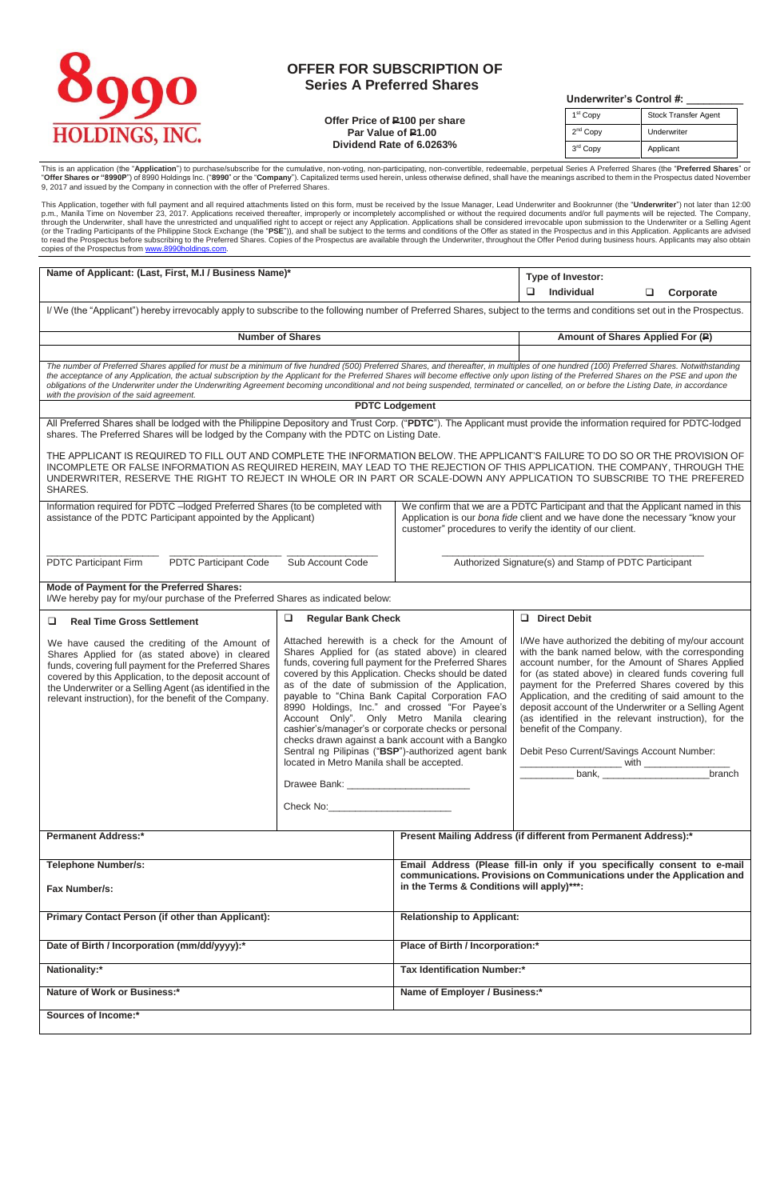8990 HOLDINGS, INC.

# OFFER FOR SUBSCRIPTION OF Series A Preferred Shares

**Offer Price of ₱100 per share**
**Par Value of ₱1.00**
**Dividend Rate of 6.0263%**

**Underwriter's Control #: \_\_\_\_\_\_\_\_\_**

| | |
|---|---|
| 1st Copy | Stock Transfer Agent |
| 2nd Copy | Underwriter |
| 3rd Copy | Applicant |

This is an application (the "**Application**") to purchase/subscribe for the cumulative, non-voting, non-participating, non-convertible, redeemable, perpetual Series A Preferred Shares (the "**Preferred Shares**" or "**Offer Shares or "8990P**") of 8990 Holdings Inc. ("**8990**" or the "**Company**"). Capitalized terms used herein, unless otherwise defined, shall have the meanings ascribed to them in the Prospectus dated November 9, 2017 and issued by the Company in connection with the offer of Preferred Shares.

This Application, together with full payment and all required attachments listed on this form, must be received by the Issue Manager, Lead Underwriter and Bookrunner (the "**Underwriter**") not later than 12:00 p.m., Manila Time on November 23, 2017. Applications received thereafter, improperly or incompletely accomplished or without the required documents and/or full payments will be rejected. The Company, through the Underwriter, shall have the unrestricted and unqualified right to accept or reject any Application. Applications shall be considered irrevocable upon submission to the Underwriter or a Selling Agent (or the Trading Participants of the Philippine Stock Exchange (the "**PSE**")), and shall be subject to the terms and conditions of the Offer as stated in the Prospectus and in this Application. Applicants are advised to read the Prospectus before subscribing to the Preferred Shares. Copies of the Prospectus are available through the Underwriter, throughout the Offer Period during business hours. Applicants may also obtain copies of the Prospectus from www.8990holdings.com.

| **Name of Applicant: (Last, First, M.I / Business Name)*** | **Type of Investor:** ❑ **Individual** ❑ **Corporate** |
|---|---|

I/ We (the "Applicant") hereby irrevocably apply to subscribe to the following number of Preferred Shares, subject to the terms and conditions set out in the Prospectus.

| **Number of Shares** | **Amount of Shares Applied For (₱)** |
|---|---|
| | |

*The number of Preferred Shares applied for must be a minimum of five hundred (500) Preferred Shares, and thereafter, in multiples of one hundred (100) Preferred Shares. Notwithstanding the acceptance of any Application, the actual subscription by the Applicant for the Preferred Shares will become effective only upon listing of the Preferred Shares on the PSE and upon the obligations of the Underwriter under the Underwriting Agreement becoming unconditional and not being suspended, terminated or cancelled, on or before the Listing Date, in accordance with the provision of the said agreement.*

## PDTC Lodgement

All Preferred Shares shall be lodged with the Philippine Depository and Trust Corp. ("**PDTC**"). The Applicant must provide the information required for PDTC-lodged shares. The Preferred Shares will be lodged by the Company with the PDTC on Listing Date.

THE APPLICANT IS REQUIRED TO FILL OUT AND COMPLETE THE INFORMATION BELOW. THE APPLICANT'S FAILURE TO DO SO OR THE PROVISION OF INCOMPLETE OR FALSE INFORMATION AS REQUIRED HEREIN, MAY LEAD TO THE REJECTION OF THIS APPLICATION. THE COMPANY, THROUGH THE UNDERWRITER, RESERVE THE RIGHT TO REJECT IN WHOLE OR IN PART OR SCALE-DOWN ANY APPLICATION TO SUBSCRIBE TO THE PREFERED SHARES.

| Information required for PDTC –lodged Preferred Shares (to be completed with assistance of the PDTC Participant appointed by the Applicant) | We confirm that we are a PDTC Participant and that the Applicant named in this Application is our *bona fide* client and we have done the necessary "know your customer" procedures to verify the identity of our client. |
|---|---|
| \_\_\_\_\_\_\_\_\_\_ PDTC Participant Firm &nbsp; \_\_\_\_\_\_\_\_\_\_ PDTC Participant Code &nbsp; \_\_\_\_\_\_\_\_\_\_ Sub Account Code | \_\_\_\_\_\_\_\_\_\_\_\_\_\_\_\_\_\_\_\_ Authorized Signature(s) and Stamp of PDTC Participant |

**Mode of Payment for the Preferred Shares:**
I/We hereby pay for my/our purchase of the Preferred Shares as indicated below:

| ❑ **Real Time Gross Settlement** | ❑ **Regular Bank Check** | ❑ **Direct Debit** |
|---|---|---|
| We have caused the crediting of the Amount of Shares Applied for (as stated above) in cleared funds, covering full payment for the Preferred Shares covered by this Application, to the deposit account of the Underwriter or a Selling Agent (as identified in the relevant instruction), for the benefit of the Company. | Attached herewith is a check for the Amount of Shares Applied for (as stated above) in cleared funds, covering full payment for the Preferred Shares covered by this Application. Checks should be dated as of the date of submission of the Application, payable to "China Bank Capital Corporation FAO 8990 Holdings, Inc." and crossed "For Payee's Account Only". Only Metro Manila clearing cashier's/manager's or corporate checks or personal checks drawn against a bank account with a Bangko Sentral ng Pilipinas ("**BSP**")-authorized agent bank located in Metro Manila shall be accepted. <br><br> Drawee Bank: \_\_\_\_\_\_\_\_\_\_\_\_ <br><br> Check No: \_\_\_\_\_\_\_\_\_\_\_\_ | I/We have authorized the debiting of my/our account with the bank named below, with the corresponding account number, for the Amount of Shares Applied for (as stated above) in cleared funds covering full payment for the Preferred Shares covered by this Application, and the crediting of said amount to the deposit account of the Underwriter or a Selling Agent (as identified in the relevant instruction), for the benefit of the Company. <br><br> Debit Peso Current/Savings Account Number: \_\_\_\_\_\_\_\_\_\_ with \_\_\_\_\_\_\_\_\_\_ \_\_\_\_\_\_\_\_\_\_ bank, \_\_\_\_\_\_\_\_\_\_ branch |

| | |
|---|---|
| **Permanent Address:*** | **Present Mailing Address (if different from Permanent Address):*** |
| **Telephone Number/s:** <br><br> **Fax Number/s:** | **Email Address (Please fill-in only if you specifically consent to e-mail communications. Provisions on Communications under the Application and in the Terms & Conditions will apply)\*\*\*:** |
| **Primary Contact Person (if other than Applicant):** | **Relationship to Applicant:** |
| **Date of Birth / Incorporation (mm/dd/yyyy):*** | **Place of Birth / Incorporation:*** |
| **Nationality:*** | **Tax Identification Number:*** |
| **Nature of Work or Business:*** | **Name of Employer / Business:*** |
| **Sources of Income:*** | |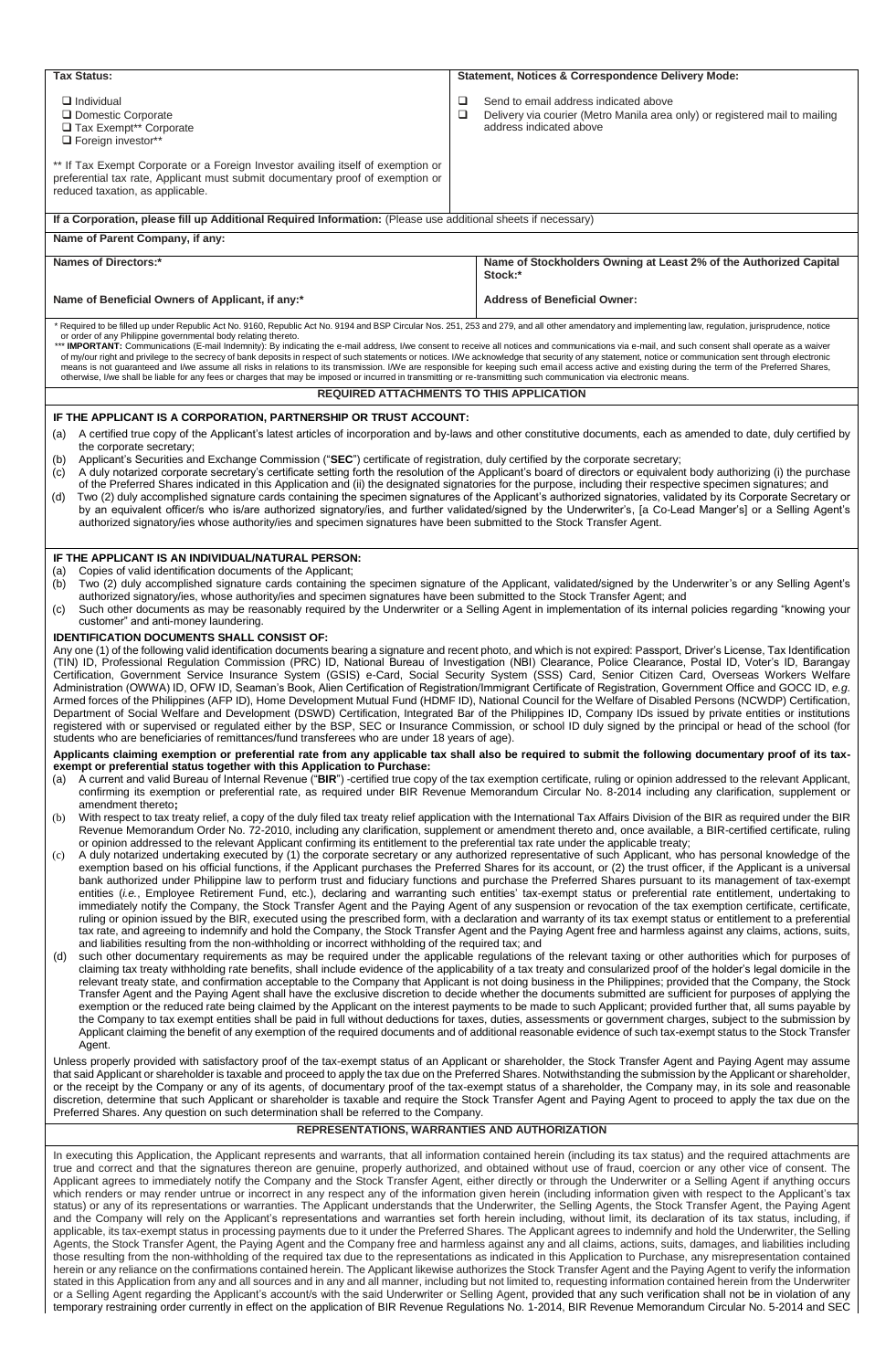| **Tax Status:** | **Statement, Notices & Correspondence Delivery Mode:** |
|---|---|
| ❑ Individual<br>❑ Domestic Corporate<br>❑ Tax Exempt** Corporate<br>❑ Foreign investor**<br><br>** If Tax Exempt Corporate or a Foreign Investor availing itself of exemption or preferential tax rate, Applicant must submit documentary proof of exemption or reduced taxation, as applicable. | ❑ Send to email address indicated above<br>❑ Delivery via courier (Metro Manila area only) or registered mail to mailing address indicated above |

**If a Corporation, please fill up Additional Required Information:** (Please use additional sheets if necessary)

| **Name of Parent Company, if any:** | |
|---|---|
| **Names of Directors:*** | **Name of Stockholders Owning at Least 2% of the Authorized Capital Stock:*** |
| **Name of Beneficial Owners of Applicant, if any:*** | **Address of Beneficial Owner:** |

\* Required to be filled up under Republic Act No. 9160, Republic Act No. 9194 and BSP Circular Nos. 251, 253 and 279, and all other amendatory and implementing law, regulation, jurisprudence, notice or order of any Philippine governmental body relating thereto.

\*** **IMPORTANT:** Communications (E-mail Indemnity): By indicating the e-mail address, I/we consent to receive all notices and communications via e-mail, and such consent shall operate as a waiver of my/our right and privilege to the secrecy of bank deposits in respect of such statements or notices. I/We acknowledge that security of any statement, notice or communication sent through electronic means is not guaranteed and I/we assume all risks in relations to its transmission. I/We are responsible for keeping such email access active and existing during the term of the Preferred Shares, otherwise, I/we shall be liable for any fees or charges that may be imposed or incurred in transmitting or re-transmitting such communication via electronic means.

## REQUIRED ATTACHMENTS TO THIS APPLICATION

**IF THE APPLICANT IS A CORPORATION, PARTNERSHIP OR TRUST ACCOUNT:**

(a) A certified true copy of the Applicant's latest articles of incorporation and by-laws and other constitutive documents, each as amended to date, duly certified by the corporate secretary;

(b) Applicant's Securities and Exchange Commission ("**SEC**") certificate of registration, duly certified by the corporate secretary;

(c) A duly notarized corporate secretary's certificate setting forth the resolution of the Applicant's board of directors or equivalent body authorizing (i) the purchase of the Preferred Shares indicated in this Application and (ii) the designated signatories for the purpose, including their respective specimen signatures; and

(d) Two (2) duly accomplished signature cards containing the specimen signatures of the Applicant's authorized signatories, validated by its Corporate Secretary or by an equivalent officer/s who is/are authorized signatory/ies, and further validated/signed by the Underwriter's, [a Co-Lead Manger's] or a Selling Agent's authorized signatory/ies whose authority/ies and specimen signatures have been submitted to the Stock Transfer Agent.

**IF THE APPLICANT IS AN INDIVIDUAL/NATURAL PERSON:**

(a) Copies of valid identification documents of the Applicant;

(b) Two (2) duly accomplished signature cards containing the specimen signature of the Applicant, validated/signed by the Underwriter's or any Selling Agent's authorized signatory/ies, whose authority/ies and specimen signatures have been submitted to the Stock Transfer Agent; and

(c) Such other documents as may be reasonably required by the Underwriter or a Selling Agent in implementation of its internal policies regarding "knowing your customer" and anti-money laundering.

**IDENTIFICATION DOCUMENTS SHALL CONSIST OF:**

Any one (1) of the following valid identification documents bearing a signature and recent photo, and which is not expired: Passport, Driver's License, Tax Identification (TIN) ID, Professional Regulation Commission (PRC) ID, National Bureau of Investigation (NBI) Clearance, Police Clearance, Postal ID, Voter's ID, Barangay Certification, Government Service Insurance System (GSIS) e-Card, Social Security System (SSS) Card, Senior Citizen Card, Overseas Workers Welfare Administration (OWWA) ID, OFW ID, Seaman's Book, Alien Certification of Registration/Immigrant Certificate of Registration, Government Office and GOCC ID, *e.g.* Armed forces of the Philippines (AFP ID), Home Development Mutual Fund (HDMF ID), National Council for the Welfare of Disabled Persons (NCWDP) Certification, Department of Social Welfare and Development (DSWD) Certification, Integrated Bar of the Philippines ID, Company IDs issued by private entities or institutions registered with or supervised or regulated either by the BSP, SEC or Insurance Commission, or school ID duly signed by the principal or head of the school (for students who are beneficiaries of remittances/fund transferees who are under 18 years of age).

**Applicants claiming exemption or preferential rate from any applicable tax shall also be required to submit the following documentary proof of its tax-exempt or preferential status together with this Application to Purchase:**

(a) A current and valid Bureau of Internal Revenue ("**BIR**") -certified true copy of the tax exemption certificate, ruling or opinion addressed to the relevant Applicant, confirming its exemption or preferential rate, as required under BIR Revenue Memorandum Circular No. 8-2014 including any clarification, supplement or amendment thereto**;**

(b) With respect to tax treaty relief, a copy of the duly filed tax treaty relief application with the International Tax Affairs Division of the BIR as required under the BIR Revenue Memorandum Order No. 72-2010, including any clarification, supplement or amendment thereto and, once available, a BIR-certified certificate, ruling or opinion addressed to the relevant Applicant confirming its entitlement to the preferential tax rate under the applicable treaty;

(c) A duly notarized undertaking executed by (1) the corporate secretary or any authorized representative of such Applicant, who has personal knowledge of the exemption based on his official functions, if the Applicant purchases the Preferred Shares for its account, or (2) the trust officer, if the Applicant is a universal bank authorized under Philippine law to perform trust and fiduciary functions and purchase the Preferred Shares pursuant to its management of tax-exempt entities (*i.e.*, Employee Retirement Fund, etc.), declaring and warranting such entities' tax-exempt status or preferential rate entitlement, undertaking to immediately notify the Company, the Stock Transfer Agent and the Paying Agent of any suspension or revocation of the tax exemption certificate, certificate, ruling or opinion issued by the BIR, executed using the prescribed form, with a declaration and warranty of its tax exempt status or entitlement to a preferential tax rate, and agreeing to indemnify and hold the Company, the Stock Transfer Agent and the Paying Agent free and harmless against any claims, actions, suits, and liabilities resulting from the non-withholding or incorrect withholding of the required tax; and

(d) such other documentary requirements as may be required under the applicable regulations of the relevant taxing or other authorities which for purposes of claiming tax treaty withholding rate benefits, shall include evidence of the applicability of a tax treaty and consularized proof of the holder's legal domicile in the relevant treaty state, and confirmation acceptable to the Company that Applicant is not doing business in the Philippines; provided that the Company, the Stock Transfer Agent and the Paying Agent shall have the exclusive discretion to decide whether the documents submitted are sufficient for purposes of applying the exemption or the reduced rate being claimed by the Applicant on the interest payments to be made to such Applicant; provided further that, all sums payable by the Company to tax exempt entities shall be paid in full without deductions for taxes, duties, assessments or government charges, subject to the submission by Applicant claiming the benefit of any exemption of the required documents and of additional reasonable evidence of such tax-exempt status to the Stock Transfer Agent.

Unless properly provided with satisfactory proof of the tax-exempt status of an Applicant or shareholder, the Stock Transfer Agent and Paying Agent may assume that said Applicant or shareholder is taxable and proceed to apply the tax due on the Preferred Shares. Notwithstanding the submission by the Applicant or shareholder, or the receipt by the Company or any of its agents, of documentary proof of the tax-exempt status of a shareholder, the Company may, in its sole and reasonable discretion, determine that such Applicant or shareholder is taxable and require the Stock Transfer Agent and Paying Agent to proceed to apply the tax due on the Preferred Shares. Any question on such determination shall be referred to the Company.

## REPRESENTATIONS, WARRANTIES AND AUTHORIZATION

In executing this Application, the Applicant represents and warrants, that all information contained herein (including its tax status) and the required attachments are true and correct and that the signatures thereon are genuine, properly authorized, and obtained without use of fraud, coercion or any other vice of consent. The Applicant agrees to immediately notify the Company and the Stock Transfer Agent, either directly or through the Underwriter or a Selling Agent if anything occurs which renders or may render untrue or incorrect in any respect any of the information given herein (including information given with respect to the Applicant's tax status) or any of its representations or warranties. The Applicant understands that the Underwriter, the Selling Agents, the Stock Transfer Agent, the Paying Agent and the Company will rely on the Applicant's representations and warranties set forth herein including, without limit, its declaration of its tax status, including, if applicable, its tax-exempt status in processing payments due to it under the Preferred Shares. The Applicant agrees to indemnify and hold the Underwriter, the Selling Agents, the Stock Transfer Agent, the Paying Agent and the Company free and harmless against any and all claims, actions, suits, damages, and liabilities including those resulting from the non-withholding of the required tax due to the representations as indicated in this Application to Purchase, any misrepresentation contained herein or any reliance on the confirmations contained herein. The Applicant likewise authorizes the Stock Transfer Agent and the Paying Agent to verify the information stated in this Application from any and all sources and in any and all manner, including but not limited to, requesting information contained herein from the Underwriter or a Selling Agent regarding the Applicant's account/s with the said Underwriter or Selling Agent, provided that any such verification shall not be in violation of any temporary restraining order currently in effect on the application of BIR Revenue Regulations No. 1-2014, BIR Revenue Memorandum Circular No. 5-2014 and SEC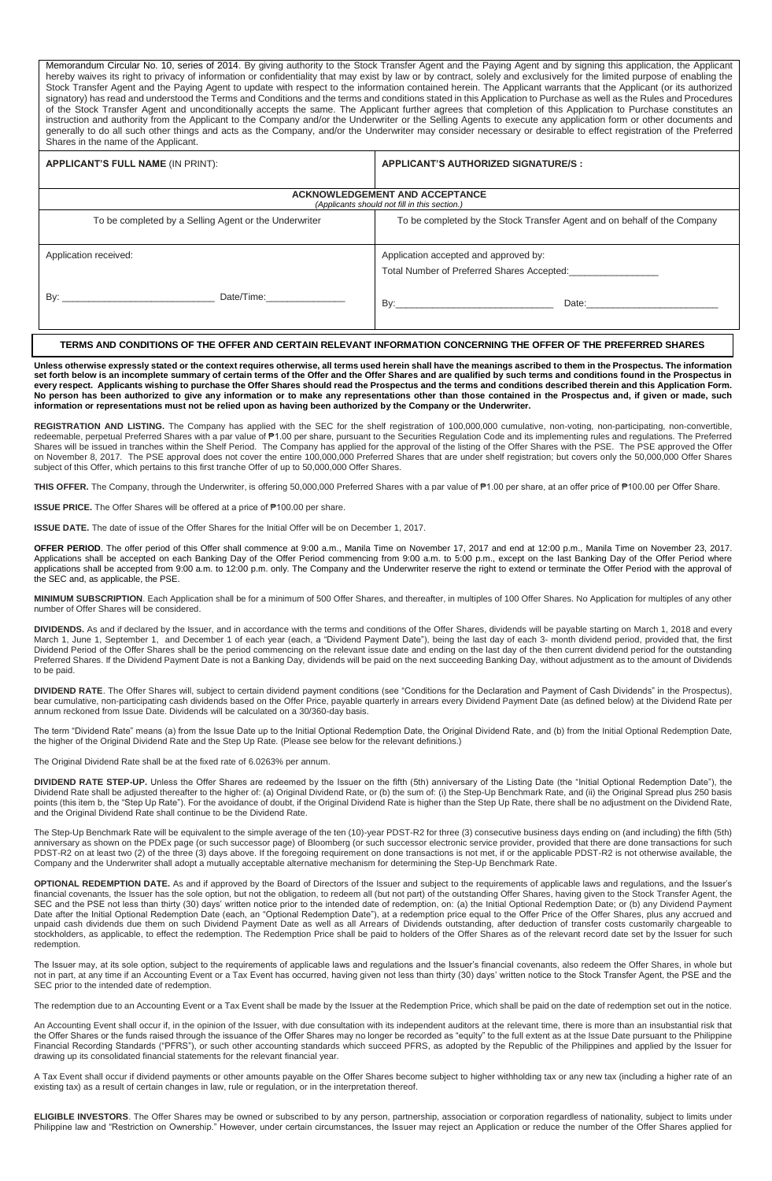Memorandum Circular No. 10, series of 2014. By giving authority to the Stock Transfer Agent and the Paying Agent and by signing this application, the Applicant hereby waives its right to privacy of information or confidentiality that may exist by law or by contract, solely and exclusively for the limited purpose of enabling the Stock Transfer Agent and the Paying Agent to update with respect to the information contained herein. The Applicant warrants that the Applicant (or its authorized signatory) has read and understood the Terms and Conditions and the terms and conditions stated in this Application to Purchase as well as the Rules and Procedures of the Stock Transfer Agent and unconditionally accepts the same. The Applicant further agrees that completion of this Application to Purchase constitutes an instruction and authority from the Applicant to the Company and/or the Underwriter or the Selling Agents to execute any application form or other documents and generally to do all such other things and acts as the Company, and/or the Underwriter may consider necessary or desirable to effect registration of the Preferred Shares in the name of the Applicant.

| **APPLICANT'S FULL NAME** (IN PRINT): | **APPLICANT'S AUTHORIZED SIGNATURE/S :** |
|---|---|
| **ACKNOWLEDGEMENT AND ACCEPTANCE** *(Applicants should not fill in this section.)* | |
| To be completed by a Selling Agent or the Underwriter | To be completed by the Stock Transfer Agent and on behalf of the Company |
| Application received:<br><br>By: ____________________________ Date/Time:_______________ | Application accepted and approved by:<br>Total Number of Preferred Shares Accepted:________________<br><br>By:_____________________________ Date:________________________ |

## TERMS AND CONDITIONS OF THE OFFER AND CERTAIN RELEVANT INFORMATION CONCERNING THE OFFER OF THE PREFERRED SHARES

**Unless otherwise expressly stated or the context requires otherwise, all terms used herein shall have the meanings ascribed to them in the Prospectus. The information set forth below is an incomplete summary of certain terms of the Offer and the Offer Shares and are qualified by such terms and conditions found in the Prospectus in every respect. Applicants wishing to purchase the Offer Shares should read the Prospectus and the terms and conditions described therein and this Application Form. No person has been authorized to give any information or to make any representations other than those contained in the Prospectus and, if given or made, such information or representations must not be relied upon as having been authorized by the Company or the Underwriter.**

**REGISTRATION AND LISTING.** The Company has applied with the SEC for the shelf registration of 100,000,000 cumulative, non-voting, non-participating, non-convertible, redeemable, perpetual Preferred Shares with a par value of ₱1.00 per share, pursuant to the Securities Regulation Code and its implementing rules and regulations. The Preferred Shares will be issued in tranches within the Shelf Period. The Company has applied for the approval of the listing of the Offer Shares with the PSE. The PSE approved the Offer on November 8, 2017. The PSE approval does not cover the entire 100,000,000 Preferred Shares that are under shelf registration; but covers only the 50,000,000 Offer Shares subject of this Offer, which pertains to this first tranche Offer of up to 50,000,000 Offer Shares.

**THIS OFFER.** The Company, through the Underwriter, is offering 50,000,000 Preferred Shares with a par value of ₱1.00 per share, at an offer price of ₱100.00 per Offer Share.

**ISSUE PRICE.** The Offer Shares will be offered at a price of ₱100.00 per share.

**ISSUE DATE.** The date of issue of the Offer Shares for the Initial Offer will be on December 1, 2017.

**OFFER PERIOD**. The offer period of this Offer shall commence at 9:00 a.m., Manila Time on November 17, 2017 and end at 12:00 p.m., Manila Time on November 23, 2017. Applications shall be accepted on each Banking Day of the Offer Period commencing from 9:00 a.m. to 5:00 p.m., except on the last Banking Day of the Offer Period where applications shall be accepted from 9:00 a.m. to 12:00 p.m. only. The Company and the Underwriter reserve the right to extend or terminate the Offer Period with the approval of the SEC and, as applicable, the PSE.

**MINIMUM SUBSCRIPTION**. Each Application shall be for a minimum of 500 Offer Shares, and thereafter, in multiples of 100 Offer Shares. No Application for multiples of any other number of Offer Shares will be considered.

**DIVIDENDS.** As and if declared by the Issuer, and in accordance with the terms and conditions of the Offer Shares, dividends will be payable starting on March 1, 2018 and every March 1, June 1, September 1, and December 1 of each year (each, a "Dividend Payment Date"), being the last day of each 3- month dividend period, provided that, the first Dividend Period of the Offer Shares shall be the period commencing on the relevant issue date and ending on the last day of the then current dividend period for the outstanding Preferred Shares. If the Dividend Payment Date is not a Banking Day, dividends will be paid on the next succeeding Banking Day, without adjustment as to the amount of Dividends to be paid.

**DIVIDEND RATE**. The Offer Shares will, subject to certain dividend payment conditions (see "Conditions for the Declaration and Payment of Cash Dividends" in the Prospectus), bear cumulative, non-participating cash dividends based on the Offer Price, payable quarterly in arrears every Dividend Payment Date (as defined below) at the Dividend Rate per annum reckoned from Issue Date. Dividends will be calculated on a 30/360-day basis.

The term "Dividend Rate" means (a) from the Issue Date up to the Initial Optional Redemption Date, the Original Dividend Rate, and (b) from the Initial Optional Redemption Date, the higher of the Original Dividend Rate and the Step Up Rate. (Please see below for the relevant definitions.)

The Original Dividend Rate shall be at the fixed rate of 6.0263% per annum.

**DIVIDEND RATE STEP-UP.** Unless the Offer Shares are redeemed by the Issuer on the fifth (5th) anniversary of the Listing Date (the "Initial Optional Redemption Date"), the Dividend Rate shall be adjusted thereafter to the higher of: (a) Original Dividend Rate, or (b) the sum of: (i) the Step-Up Benchmark Rate, and (ii) the Original Spread plus 250 basis points (this item b, the "Step Up Rate"). For the avoidance of doubt, if the Original Dividend Rate is higher than the Step Up Rate, there shall be no adjustment on the Dividend Rate, and the Original Dividend Rate shall continue to be the Dividend Rate.

The Step-Up Benchmark Rate will be equivalent to the simple average of the ten (10)-year PDST-R2 for three (3) consecutive business days ending on (and including) the fifth (5th) anniversary as shown on the PDEx page (or such successor page) of Bloomberg (or such successor electronic service provider, provided that there are done transactions for such PDST-R2 on at least two (2) of the three (3) days above. If the foregoing requirement on done transactions is not met, if or the applicable PDST-R2 is not otherwise available, the Company and the Underwriter shall adopt a mutually acceptable alternative mechanism for determining the Step-Up Benchmark Rate.

**OPTIONAL REDEMPTION DATE.** As and if approved by the Board of Directors of the Issuer and subject to the requirements of applicable laws and regulations, and the Issuer's financial covenants, the Issuer has the sole option, but not the obligation, to redeem all (but not part) of the outstanding Offer Shares, having given to the Stock Transfer Agent, the SEC and the PSE not less than thirty (30) days' written notice prior to the intended date of redemption, on: (a) the Initial Optional Redemption Date; or (b) any Dividend Payment Date after the Initial Optional Redemption Date (each, an "Optional Redemption Date"), at a redemption price equal to the Offer Price of the Offer Shares, plus any accrued and unpaid cash dividends due them on such Dividend Payment Date as well as all Arrears of Dividends outstanding, after deduction of transfer costs customarily chargeable to stockholders, as applicable, to effect the redemption. The Redemption Price shall be paid to holders of the Offer Shares as of the relevant record date set by the Issuer for such redemption.

The Issuer may, at its sole option, subject to the requirements of applicable laws and regulations and the Issuer's financial covenants, also redeem the Offer Shares, in whole but not in part, at any time if an Accounting Event or a Tax Event has occurred, having given not less than thirty (30) days' written notice to the Stock Transfer Agent, the PSE and the SEC prior to the intended date of redemption.

The redemption due to an Accounting Event or a Tax Event shall be made by the Issuer at the Redemption Price, which shall be paid on the date of redemption set out in the notice.

An Accounting Event shall occur if, in the opinion of the Issuer, with due consultation with its independent auditors at the relevant time, there is more than an insubstantial risk that the Offer Shares or the funds raised through the issuance of the Offer Shares may no longer be recorded as "equity" to the full extent as at the Issue Date pursuant to the Philippine Financial Recording Standards ("PFRS"), or such other accounting standards which succeed PFRS, as adopted by the Republic of the Philippines and applied by the Issuer for drawing up its consolidated financial statements for the relevant financial year.

A Tax Event shall occur if dividend payments or other amounts payable on the Offer Shares become subject to higher withholding tax or any new tax (including a higher rate of an existing tax) as a result of certain changes in law, rule or regulation, or in the interpretation thereof.

**ELIGIBLE INVESTORS**. The Offer Shares may be owned or subscribed to by any person, partnership, association or corporation regardless of nationality, subject to limits under Philippine law and "Restriction on Ownership." However, under certain circumstances, the Issuer may reject an Application or reduce the number of the Offer Shares applied for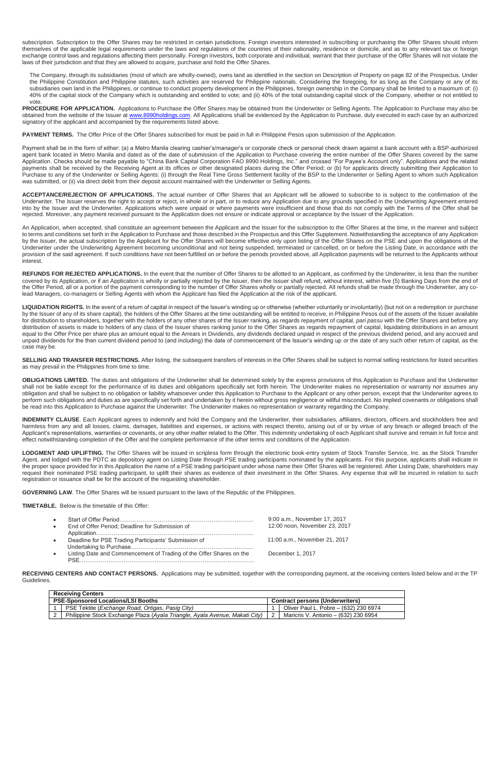subscription. Subscription to the Offer Shares may be restricted in certain jurisdictions. Foreign investors interested in subscribing or purchasing the Offer Shares should inform themselves of the applicable legal requirements under the laws and regulations of the countries of their nationality, residence or domicile, and as to any relevant tax or foreign exchange control laws and regulations affecting them personally. Foreign investors, both corporate and individual, warrant that their purchase of the Offer Shares will not violate the laws of their jurisdiction and that they are allowed to acquire, purchase and hold the Offer Shares.

The Company, through its subsidiaries (most of which are wholly-owned), owns land as identified in the section on Description of Property on page 82 of the Prospectus. Under the Philippine Constitution and Philippine statutes, such activities are reserved for Philippine nationals. Considering the foregoing, for as long as the Company or any of its subsidiaries own land in the Philippines, or continue to conduct property development in the Philippines, foreign ownership in the Company shall be limited to a maximum of: (i) 40% of the capital stock of the Company which is outstanding and entitled to vote; and (ii) 40% of the total outstanding capital stock of the Company, whether or not entitled to vote.

**PROCEDURE FOR APPLICATION.** Applications to Purchase the Offer Shares may be obtained from the Underwriter or Selling Agents. The Application to Purchase may also be obtained from the website of the Issuer at www.8990holdings.com. All Applications shall be evidenced by the Application to Purchase, duly executed in each case by an authorized signatory of the applicant and accompanied by the requirements listed above.

**PAYMENT TERMS.** The Offer Price of the Offer Shares subscribed for must be paid in full in Philippine Pesos upon submission of the Application.

Payment shall be in the form of either: (a) a Metro Manila clearing cashier's/manager's or corporate check or personal check drawn against a bank account with a BSP-authorized agent bank located in Metro Manila and dated as of the date of submission of the Application to Purchase covering the entire number of the Offer Shares covered by the same Application. Checks should be made payable to "China Bank Capital Corporation FAO 8990 Holdings, Inc." and crossed "For Payee's Account only". Applications and the related payments shall be received by the Receiving Agent at its offices or other designated places during the Offer Period; or (b) for applicants directly submitting their Application to Purchase to any of the Underwriter or Selling Agents: (i) through the Real Time Gross Settlement facility of the BSP to the Underwriter or Selling Agent to whom such Application was submitted, or (ii) via direct debit from their deposit account maintained with the Underwriter or Selling Agents.

**ACCEPTANCE/REJECTION OF APPLICATIONS.** The actual number of Offer Shares that an Applicant will be allowed to subscribe to is subject to the confirmation of the Underwriter. The Issuer reserves the right to accept or reject, in whole or in part, or to reduce any Application due to any grounds specified in the Underwriting Agreement entered into by the Issuer and the Underwriter. Applications which were unpaid or where payments were insufficient and those that do not comply with the Terms of the Offer shall be rejected. Moreover, any payment received pursuant to the Application does not ensure or indicate approval or acceptance by the Issuer of the Application.

An Application, when accepted, shall constitute an agreement between the Applicant and the Issuer for the subscription to the Offer Shares at the time, in the manner and subject to terms and conditions set forth in the Application to Purchase and those described in the Prospectus and this Offer Supplement. Notwithstanding the acceptance of any Application by the Issuer, the actual subscription by the Applicant for the Offer Shares will become effective only upon listing of the Offer Shares on the PSE and upon the obligations of the Underwriter under the Underwriting Agreement becoming unconditional and not being suspended, terminated or cancelled, on or before the Listing Date, in accordance with the provision of the said agreement. If such conditions have not been fulfilled on or before the periods provided above, all Application payments will be returned to the Applicants without interest.

**REFUNDS FOR REJECTED APPLICATIONS.** In the event that the number of Offer Shares to be allotted to an Applicant, as confirmed by the Underwriter, is less than the number covered by its Application, or if an Application is wholly or partially rejected by the Issuer, then the Issuer shall refund, without interest, within five (5) Banking Days from the end of the Offer Period, all or a portion of the payment corresponding to the number of Offer Shares wholly or partially rejected. All refunds shall be made through the Underwriter, any co-lead Managers, co-managers or Selling Agents with whom the Applicant has filed the Application at the risk of the applicant.

**LIQUIDATION RIGHTS.** In the event of a return of capital in respect of the Issuer's winding up or otherwise (whether voluntarily or involuntarily) (but not on a redemption or purchase by the Issuer of any of its share capital), the holders of the Offer Shares at the time outstanding will be entitled to receive, in Philippine Pesos out of the assets of the Issuer available for distribution to shareholders, together with the holders of any other shares of the Issuer ranking, as regards repayment of capital, *pari passu* with the Offer Shares and before any distribution of assets is made to holders of any class of the Issuer shares ranking junior to the Offer Shares as regards repayment of capital, liquidating distributions in an amount equal to the Offer Price per share plus an amount equal to the Arrears in Dividends, any dividends declared unpaid in respect of the previous dividend period, and any accrued and unpaid dividends for the then current dividend period to (and including) the date of commencement of the Issuer's winding up or the date of any such other return of capital, as the case may be.

**SELLING AND TRANSFER RESTRICTIONS.** After listing, the subsequent transfers of interests in the Offer Shares shall be subject to normal selling restrictions for listed securities as may prevail in the Philippines from time to time.

**OBLIGATIONS LIMITED.** The duties and obligations of the Underwriter shall be determined solely by the express provisions of this Application to Purchase and the Underwriter shall not be liable except for the performance of its duties and obligations specifically set forth herein. The Underwriter makes no representation or warranty nor assumes any obligation and shall be subject to no obligation or liability whatsoever under this Application to Purchase to the Applicant or any other person, except that the Underwriter agrees to perform such obligations and duties as are specifically set forth and undertaken by it herein without gross negligence or willful misconduct. No implied covenants or obligations shall be read into this Application to Purchase against the Underwriter. The Underwriter makes no representation or warranty regarding the Company.

**INDEMNITY CLAUSE**. Each Applicant agrees to indemnify and hold the Company and the Underwriter, their subsidiaries, affiliates, directors, officers and stockholders free and harmless from any and all losses, claims, damages, liabilities and expenses, or actions with respect thereto, arising out of or by virtue of any breach or alleged breach of the Applicant's representations, warranties or covenants, or any other matter related to the Offer. This indemnity undertaking of each Applicant shall survive and remain in full force and effect notwithstanding completion of the Offer and the complete performance of the other terms and conditions of the Application.

**LODGMENT AND UPLIFTING.** The Offer Shares will be issued in scripless form through the electronic book-entry system of Stock Transfer Service, Inc. as the Stock Transfer Agent, and lodged with the PDTC as depository agent on Listing Date through PSE trading participants nominated by the applicants. For this purpose, applicants shall indicate in the proper space provided for in this Application the name of a PSE trading participant under whose name their Offer Shares will be registered. After Listing Date, shareholders may request their nominated PSE trading participant, to uplift their shares as evidence of their investment in the Offer Shares. Any expense that will be incurred in relation to such registration or issuance shall be for the account of the requesting shareholder.

**GOVERNING LAW**. The Offer Shares will be issued pursuant to the laws of the Republic of the Philippines.

**TIMETABLE.** Below is the timetable of this Offer:

- Start of Offer Period………………………………………………………… 9:00 a.m., November 17, 2017
- End of Offer Period; Deadline for Submission of Application……………………………………………………………… 12:00 noon, November 23, 2017
- Deadline for PSE Trading Participants' Submission of Undertaking to Purchase……………………………………………………… 11:00 a.m., November 21, 2017
- Listing Date and Commencement of Trading of the Offer Shares on the PSE…………………………………………………………………… December 1, 2017

**RECEIVING CENTERS AND CONTACT PERSONS.** Applications may be submitted, together with the corresponding payment, at the receiving centers listed below and in the TP Guidelines.

| **Receiving Centers** | | | |
|---|---|---|---|
| **PSE-Sponsored Locations/LSI Booths** | | **Contract persons (Underwriters)** | |
| 1 | PSE Tektite (*Exchange Road, Ortigas, Pasig City)* | 1 | Oliver Paul L. Pobre – (632) 230 6974 |
| 2 | Philippine Stock Exchange Plaza (*Ayala Triangle, Ayala Avenue, Makati City)* | 2 | Maricris V. Antonio – (632) 230 6954 |